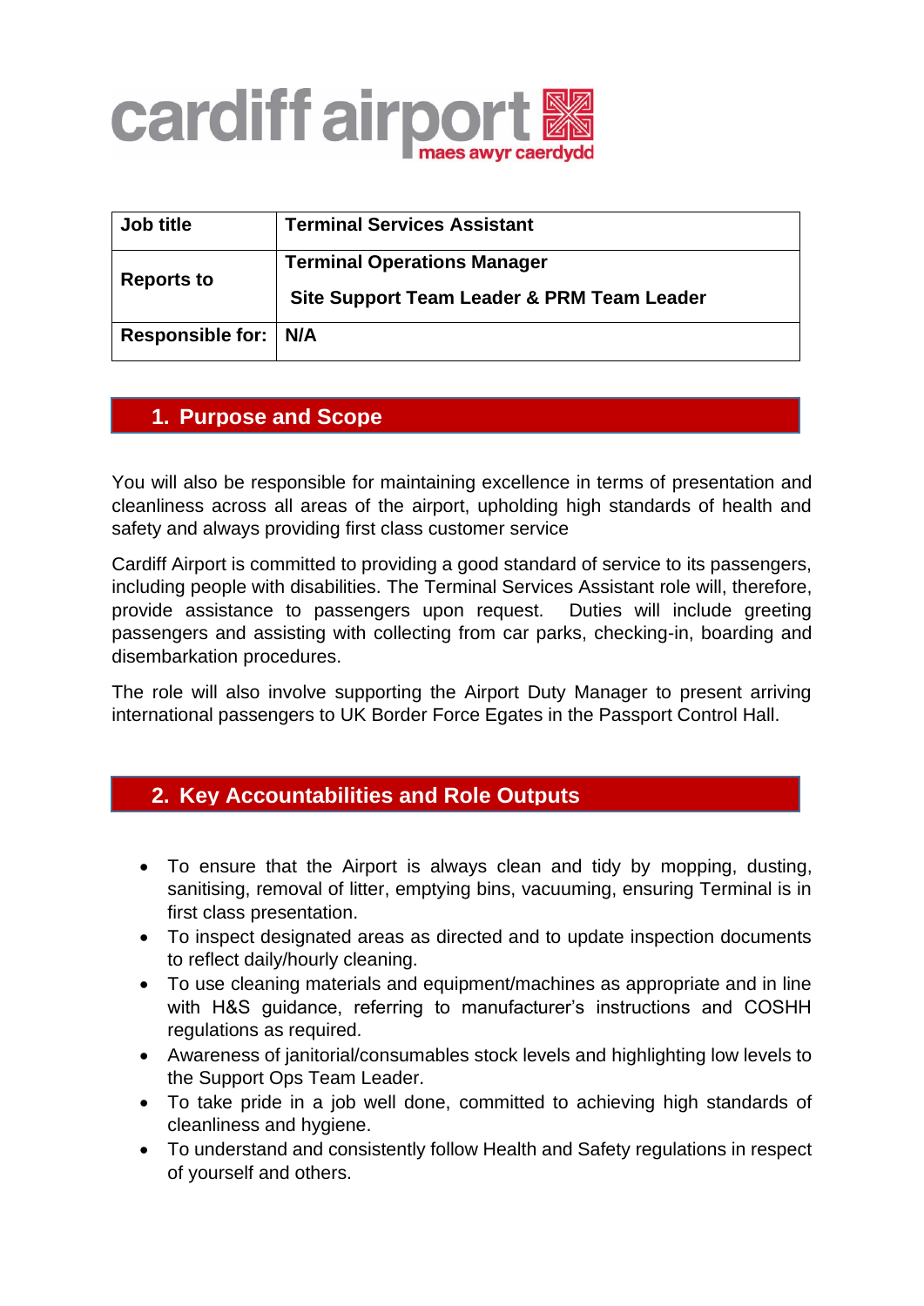cardiff airport maes awyr caerdydd

| | |
|---|---|
| **Job title** | **Terminal Services Assistant** |
| **Reports to** | **Terminal Operations Manager**<br>**Site Support Team Leader & PRM Team Leader** |
| **Responsible for:** | **N/A** |

## 1. Purpose and Scope

You will also be responsible for maintaining excellence in terms of presentation and cleanliness across all areas of the airport, upholding high standards of health and safety and always providing first class customer service

Cardiff Airport is committed to providing a good standard of service to its passengers, including people with disabilities. The Terminal Services Assistant role will, therefore, provide assistance to passengers upon request. Duties will include greeting passengers and assisting with collecting from car parks, checking-in, boarding and disembarkation procedures.

The role will also involve supporting the Airport Duty Manager to present arriving international passengers to UK Border Force Egates in the Passport Control Hall.

## 2. Key Accountabilities and Role Outputs

- To ensure that the Airport is always clean and tidy by mopping, dusting, sanitising, removal of litter, emptying bins, vacuuming, ensuring Terminal is in first class presentation.
- To inspect designated areas as directed and to update inspection documents to reflect daily/hourly cleaning.
- To use cleaning materials and equipment/machines as appropriate and in line with H&S guidance, referring to manufacturer's instructions and COSHH regulations as required.
- Awareness of janitorial/consumables stock levels and highlighting low levels to the Support Ops Team Leader.
- To take pride in a job well done, committed to achieving high standards of cleanliness and hygiene.
- To understand and consistently follow Health and Safety regulations in respect of yourself and others.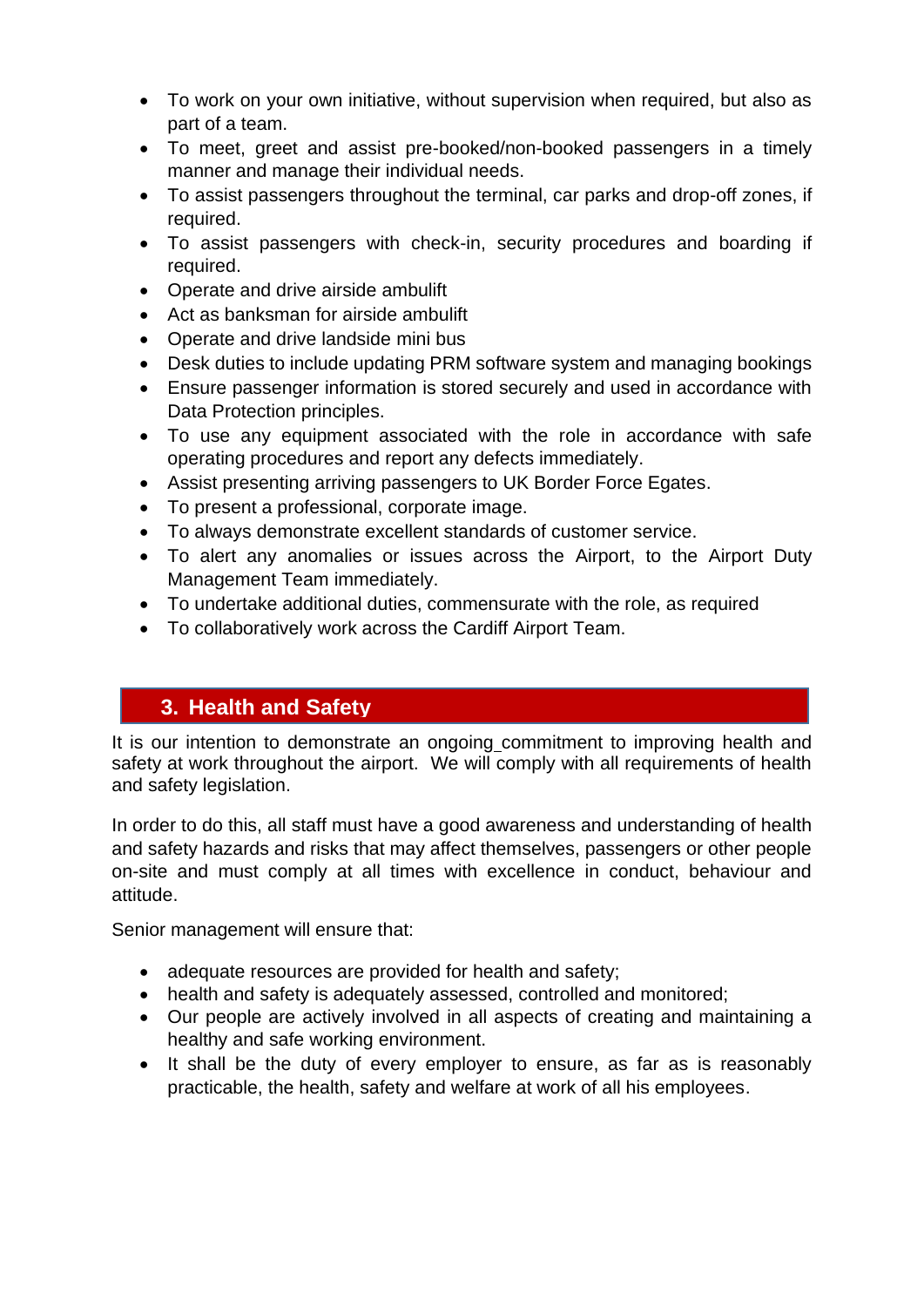- To work on your own initiative, without supervision when required, but also as part of a team.
- To meet, greet and assist pre-booked/non-booked passengers in a timely manner and manage their individual needs.
- To assist passengers throughout the terminal, car parks and drop-off zones, if required.
- To assist passengers with check-in, security procedures and boarding if required.
- Operate and drive airside ambulift
- Act as banksman for airside ambulift
- Operate and drive landside mini bus
- Desk duties to include updating PRM software system and managing bookings
- Ensure passenger information is stored securely and used in accordance with Data Protection principles.
- To use any equipment associated with the role in accordance with safe operating procedures and report any defects immediately.
- Assist presenting arriving passengers to UK Border Force Egates.
- To present a professional, corporate image.
- To always demonstrate excellent standards of customer service.
- To alert any anomalies or issues across the Airport, to the Airport Duty Management Team immediately.
- To undertake additional duties, commensurate with the role, as required
- To collaboratively work across the Cardiff Airport Team.

## 3. Health and Safety

It is our intention to demonstrate an ongoing_commitment to improving health and safety at work throughout the airport. We will comply with all requirements of health and safety legislation.

In order to do this, all staff must have a good awareness and understanding of health and safety hazards and risks that may affect themselves, passengers or other people on-site and must comply at all times with excellence in conduct, behaviour and attitude.

Senior management will ensure that:

- adequate resources are provided for health and safety;
- health and safety is adequately assessed, controlled and monitored;
- Our people are actively involved in all aspects of creating and maintaining a healthy and safe working environment.
- It shall be the duty of every employer to ensure, as far as is reasonably practicable, the health, safety and welfare at work of all his employees.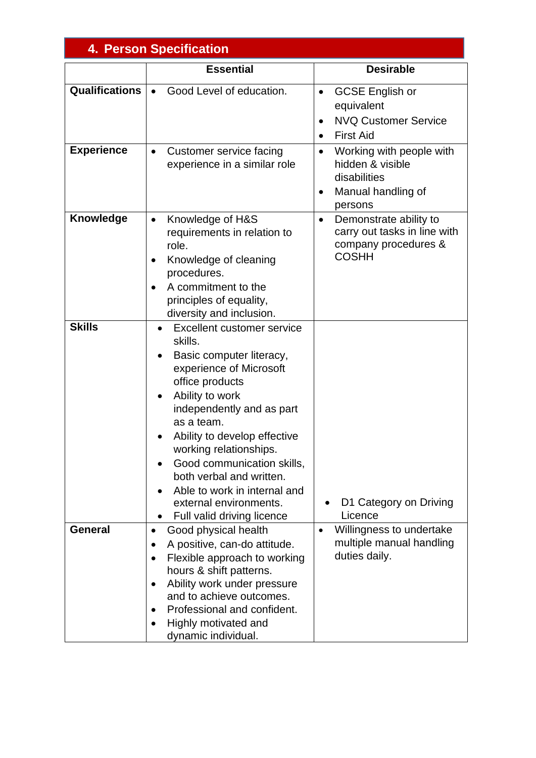## 4. Person Specification

| | Essential | Desirable |
|---|---|---|
| **Qualifications** | • Good Level of education. | • GCSE English or equivalent<br>• NVQ Customer Service<br>• First Aid |
| **Experience** | • Customer service facing experience in a similar role | • Working with people with hidden & visible disabilities<br>• Manual handling of persons |
| **Knowledge** | • Knowledge of H&S requirements in relation to role.<br>• Knowledge of cleaning procedures.<br>• A commitment to the principles of equality, diversity and inclusion. | • Demonstrate ability to carry out tasks in line with company procedures & COSHH |
| **Skills** | • Excellent customer service skills.<br>• Basic computer literacy, experience of Microsoft office products<br>• Ability to work independently and as part as a team.<br>• Ability to develop effective working relationships.<br>• Good communication skills, both verbal and written.<br>• Able to work in internal and external environments.<br>• Full valid driving licence | • D1 Category on Driving Licence |
| **General** | • Good physical health<br>• A positive, can-do attitude.<br>• Flexible approach to working hours & shift patterns.<br>• Ability work under pressure and to achieve outcomes.<br>• Professional and confident.<br>• Highly motivated and dynamic individual. | • Willingness to undertake multiple manual handling duties daily. |